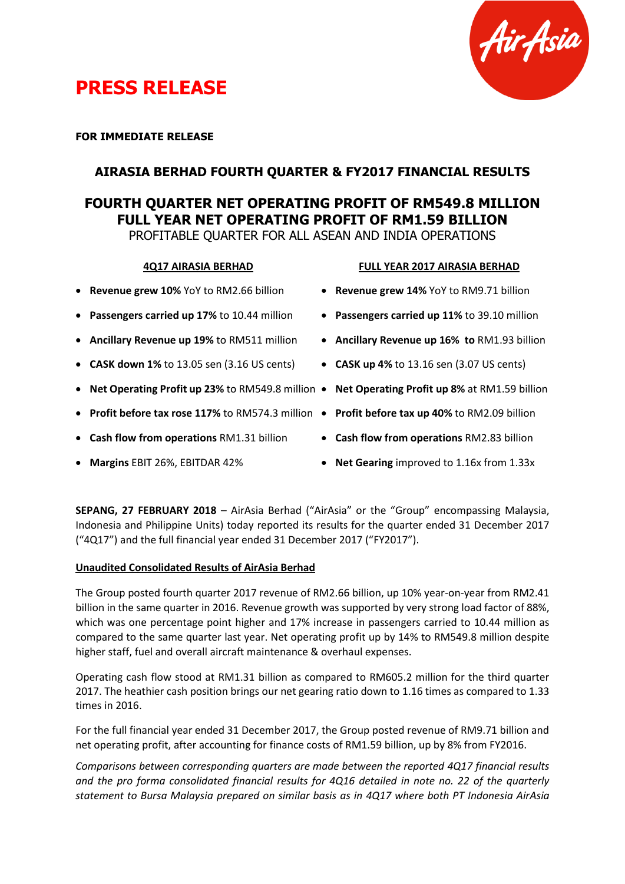# PRESS RELEASE

**FOR IMMEDIATE RELEASE**

## AIRASIA BERHAD FOURTH QUARTER & FY2017 FINANCIAL RESULTS

## FOURTH QUARTER NET OPERATING PROFIT OF RM549.8 MILLION FULL YEAR NET OPERATING PROFIT OF RM1.59 BILLION

PROFITABLE QUARTER FOR ALL ASEAN AND INDIA OPERATIONS

**4Q17 AIRASIA BERHAD**

- **Revenue grew 10%** YoY to RM2.66 billion
- **Passengers carried up 17%** to 10.44 million
- **Ancillary Revenue up 19%** to RM511 million
- **CASK down 1%** to 13.05 sen (3.16 US cents)
- **Net Operating Profit up 23%** to RM549.8 million
- **Profit before tax rose 117%** to RM574.3 million
- **Cash flow from operations** RM1.31 billion
- **Margins** EBIT 26%, EBITDAR 42%

**FULL YEAR 2017 AIRASIA BERHAD**

- **Revenue grew 14%** YoY to RM9.71 billion
- **Passengers carried up 11%** to 39.10 million
- **Ancillary Revenue up 16% to** RM1.93 billion
- **CASK up 4%** to 13.16 sen (3.07 US cents)
- **Net Operating Profit up 8%** at RM1.59 billion
- **Profit before tax up 40%** to RM2.09 billion
- **Cash flow from operations** RM2.83 billion
- **Net Gearing** improved to 1.16x from 1.33x

**SEPANG, 27 FEBRUARY 2018** – AirAsia Berhad ("AirAsia" or the "Group" encompassing Malaysia, Indonesia and Philippine Units) today reported its results for the quarter ended 31 December 2017 ("4Q17") and the full financial year ended 31 December 2017 ("FY2017").

**Unaudited Consolidated Results of AirAsia Berhad**

The Group posted fourth quarter 2017 revenue of RM2.66 billion, up 10% year-on-year from RM2.41 billion in the same quarter in 2016. Revenue growth was supported by very strong load factor of 88%, which was one percentage point higher and 17% increase in passengers carried to 10.44 million as compared to the same quarter last year. Net operating profit up by 14% to RM549.8 million despite higher staff, fuel and overall aircraft maintenance & overhaul expenses.

Operating cash flow stood at RM1.31 billion as compared to RM605.2 million for the third quarter 2017. The heathier cash position brings our net gearing ratio down to 1.16 times as compared to 1.33 times in 2016.

For the full financial year ended 31 December 2017, the Group posted revenue of RM9.71 billion and net operating profit, after accounting for finance costs of RM1.59 billion, up by 8% from FY2016.

*Comparisons between corresponding quarters are made between the reported 4Q17 financial results and the pro forma consolidated financial results for 4Q16 detailed in note no. 22 of the quarterly statement to Bursa Malaysia prepared on similar basis as in 4Q17 where both PT Indonesia AirAsia*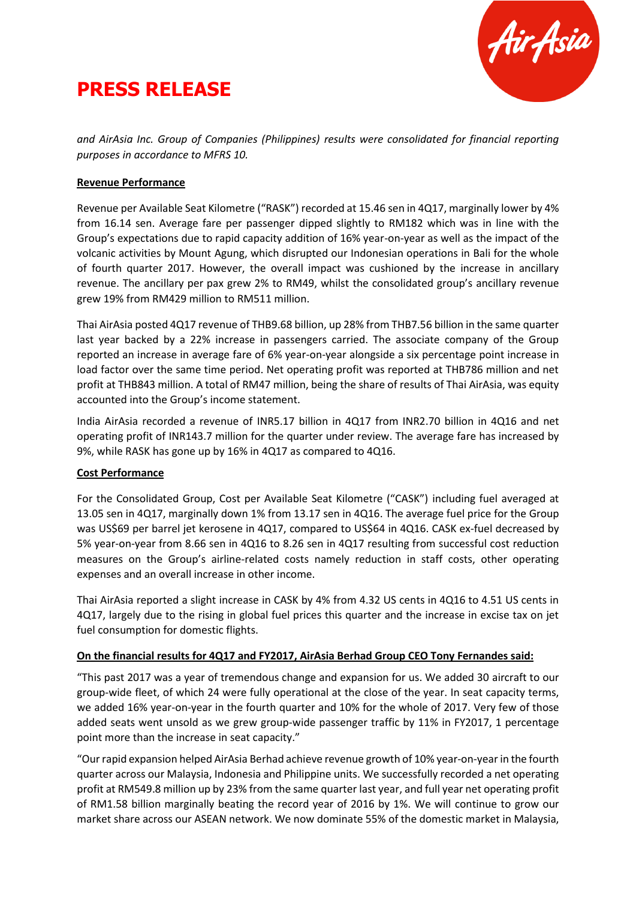*and AirAsia Inc. Group of Companies (Philippines) results were consolidated for financial reporting purposes in accordance to MFRS 10.*

**Revenue Performance**

Revenue per Available Seat Kilometre ("RASK") recorded at 15.46 sen in 4Q17, marginally lower by 4% from 16.14 sen. Average fare per passenger dipped slightly to RM182 which was in line with the Group's expectations due to rapid capacity addition of 16% year-on-year as well as the impact of the volcanic activities by Mount Agung, which disrupted our Indonesian operations in Bali for the whole of fourth quarter 2017. However, the overall impact was cushioned by the increase in ancillary revenue. The ancillary per pax grew 2% to RM49, whilst the consolidated group's ancillary revenue grew 19% from RM429 million to RM511 million.

Thai AirAsia posted 4Q17 revenue of THB9.68 billion, up 28% from THB7.56 billion in the same quarter last year backed by a 22% increase in passengers carried. The associate company of the Group reported an increase in average fare of 6% year-on-year alongside a six percentage point increase in load factor over the same time period. Net operating profit was reported at THB786 million and net profit at THB843 million. A total of RM47 million, being the share of results of Thai AirAsia, was equity accounted into the Group's income statement.

India AirAsia recorded a revenue of INR5.17 billion in 4Q17 from INR2.70 billion in 4Q16 and net operating profit of INR143.7 million for the quarter under review. The average fare has increased by 9%, while RASK has gone up by 16% in 4Q17 as compared to 4Q16.

**Cost Performance**

For the Consolidated Group, Cost per Available Seat Kilometre ("CASK") including fuel averaged at 13.05 sen in 4Q17, marginally down 1% from 13.17 sen in 4Q16. The average fuel price for the Group was US$69 per barrel jet kerosene in 4Q17, compared to US$64 in 4Q16. CASK ex-fuel decreased by 5% year-on-year from 8.66 sen in 4Q16 to 8.26 sen in 4Q17 resulting from successful cost reduction measures on the Group's airline-related costs namely reduction in staff costs, other operating expenses and an overall increase in other income.

Thai AirAsia reported a slight increase in CASK by 4% from 4.32 US cents in 4Q16 to 4.51 US cents in 4Q17, largely due to the rising in global fuel prices this quarter and the increase in excise tax on jet fuel consumption for domestic flights.

**On the financial results for 4Q17 and FY2017, AirAsia Berhad Group CEO Tony Fernandes said:**

"This past 2017 was a year of tremendous change and expansion for us. We added 30 aircraft to our group-wide fleet, of which 24 were fully operational at the close of the year. In seat capacity terms, we added 16% year-on-year in the fourth quarter and 10% for the whole of 2017. Very few of those added seats went unsold as we grew group-wide passenger traffic by 11% in FY2017, 1 percentage point more than the increase in seat capacity."

"Our rapid expansion helped AirAsia Berhad achieve revenue growth of 10% year-on-year in the fourth quarter across our Malaysia, Indonesia and Philippine units. We successfully recorded a net operating profit at RM549.8 million up by 23% from the same quarter last year, and full year net operating profit of RM1.58 billion marginally beating the record year of 2016 by 1%. We will continue to grow our market share across our ASEAN network. We now dominate 55% of the domestic market in Malaysia,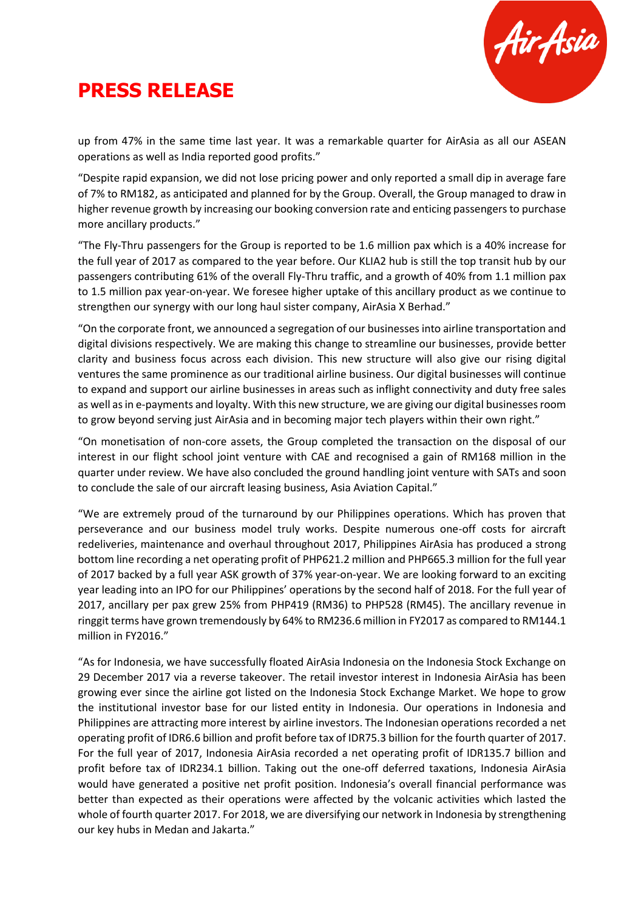up from 47% in the same time last year. It was a remarkable quarter for AirAsia as all our ASEAN operations as well as India reported good profits."

"Despite rapid expansion, we did not lose pricing power and only reported a small dip in average fare of 7% to RM182, as anticipated and planned for by the Group. Overall, the Group managed to draw in higher revenue growth by increasing our booking conversion rate and enticing passengers to purchase more ancillary products."

"The Fly-Thru passengers for the Group is reported to be 1.6 million pax which is a 40% increase for the full year of 2017 as compared to the year before. Our KLIA2 hub is still the top transit hub by our passengers contributing 61% of the overall Fly-Thru traffic, and a growth of 40% from 1.1 million pax to 1.5 million pax year-on-year. We foresee higher uptake of this ancillary product as we continue to strengthen our synergy with our long haul sister company, AirAsia X Berhad."

"On the corporate front, we announced a segregation of our businesses into airline transportation and digital divisions respectively. We are making this change to streamline our businesses, provide better clarity and business focus across each division. This new structure will also give our rising digital ventures the same prominence as our traditional airline business. Our digital businesses will continue to expand and support our airline businesses in areas such as inflight connectivity and duty free sales as well as in e-payments and loyalty. With this new structure, we are giving our digital businesses room to grow beyond serving just AirAsia and in becoming major tech players within their own right."

"On monetisation of non-core assets, the Group completed the transaction on the disposal of our interest in our flight school joint venture with CAE and recognised a gain of RM168 million in the quarter under review. We have also concluded the ground handling joint venture with SATs and soon to conclude the sale of our aircraft leasing business, Asia Aviation Capital."

"We are extremely proud of the turnaround by our Philippines operations. Which has proven that perseverance and our business model truly works. Despite numerous one-off costs for aircraft redeliveries, maintenance and overhaul throughout 2017, Philippines AirAsia has produced a strong bottom line recording a net operating profit of PHP621.2 million and PHP665.3 million for the full year of 2017 backed by a full year ASK growth of 37% year-on-year. We are looking forward to an exciting year leading into an IPO for our Philippines' operations by the second half of 2018. For the full year of 2017, ancillary per pax grew 25% from PHP419 (RM36) to PHP528 (RM45). The ancillary revenue in ringgit terms have grown tremendously by 64% to RM236.6 million in FY2017 as compared to RM144.1 million in FY2016."

"As for Indonesia, we have successfully floated AirAsia Indonesia on the Indonesia Stock Exchange on 29 December 2017 via a reverse takeover. The retail investor interest in Indonesia AirAsia has been growing ever since the airline got listed on the Indonesia Stock Exchange Market. We hope to grow the institutional investor base for our listed entity in Indonesia. Our operations in Indonesia and Philippines are attracting more interest by airline investors. The Indonesian operations recorded a net operating profit of IDR6.6 billion and profit before tax of IDR75.3 billion for the fourth quarter of 2017. For the full year of 2017, Indonesia AirAsia recorded a net operating profit of IDR135.7 billion and profit before tax of IDR234.1 billion. Taking out the one-off deferred taxations, Indonesia AirAsia would have generated a positive net profit position. Indonesia's overall financial performance was better than expected as their operations were affected by the volcanic activities which lasted the whole of fourth quarter 2017. For 2018, we are diversifying our network in Indonesia by strengthening our key hubs in Medan and Jakarta."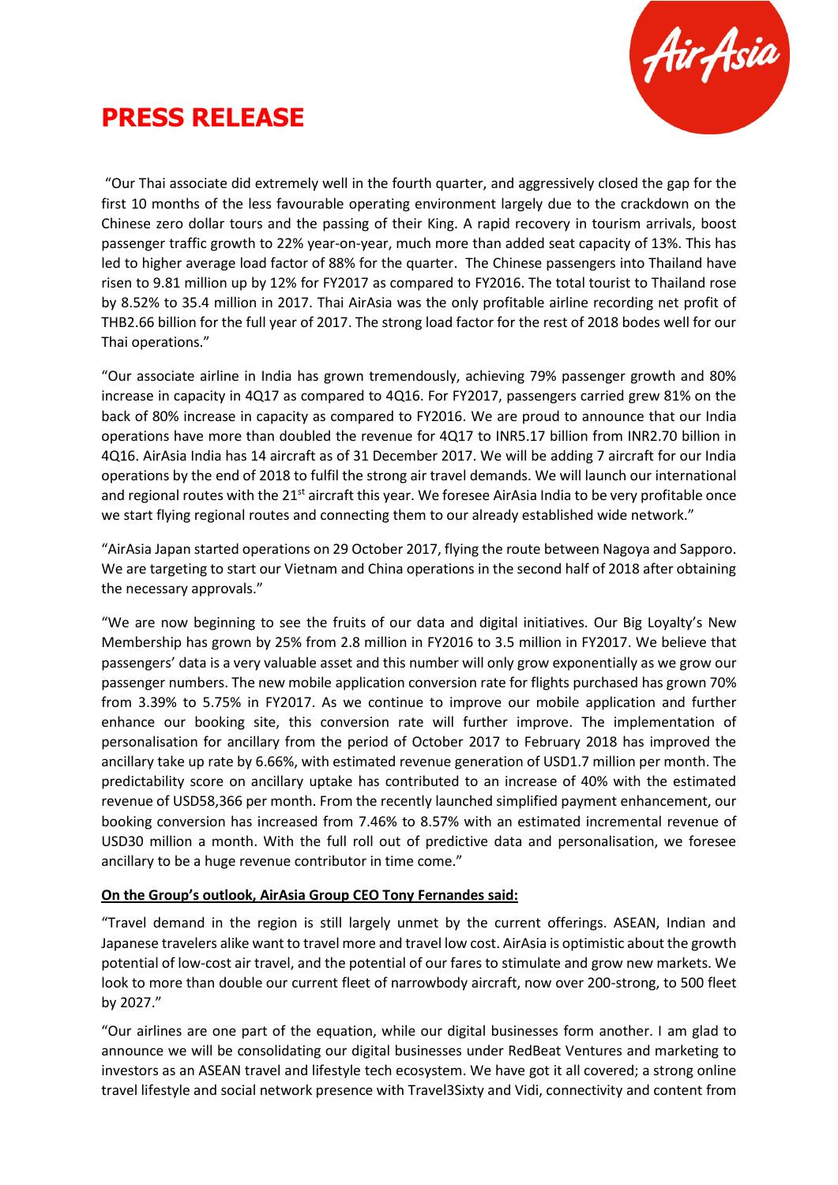# PRESS RELEASE

"Our Thai associate did extremely well in the fourth quarter, and aggressively closed the gap for the first 10 months of the less favourable operating environment largely due to the crackdown on the Chinese zero dollar tours and the passing of their King. A rapid recovery in tourism arrivals, boost passenger traffic growth to 22% year-on-year, much more than added seat capacity of 13%. This has led to higher average load factor of 88% for the quarter. The Chinese passengers into Thailand have risen to 9.81 million up by 12% for FY2017 as compared to FY2016. The total tourist to Thailand rose by 8.52% to 35.4 million in 2017. Thai AirAsia was the only profitable airline recording net profit of THB2.66 billion for the full year of 2017. The strong load factor for the rest of 2018 bodes well for our Thai operations."

"Our associate airline in India has grown tremendously, achieving 79% passenger growth and 80% increase in capacity in 4Q17 as compared to 4Q16. For FY2017, passengers carried grew 81% on the back of 80% increase in capacity as compared to FY2016. We are proud to announce that our India operations have more than doubled the revenue for 4Q17 to INR5.17 billion from INR2.70 billion in 4Q16. AirAsia India has 14 aircraft as of 31 December 2017. We will be adding 7 aircraft for our India operations by the end of 2018 to fulfil the strong air travel demands. We will launch our international and regional routes with the 21st aircraft this year. We foresee AirAsia India to be very profitable once we start flying regional routes and connecting them to our already established wide network."

"AirAsia Japan started operations on 29 October 2017, flying the route between Nagoya and Sapporo. We are targeting to start our Vietnam and China operations in the second half of 2018 after obtaining the necessary approvals."

"We are now beginning to see the fruits of our data and digital initiatives. Our Big Loyalty's New Membership has grown by 25% from 2.8 million in FY2016 to 3.5 million in FY2017. We believe that passengers' data is a very valuable asset and this number will only grow exponentially as we grow our passenger numbers. The new mobile application conversion rate for flights purchased has grown 70% from 3.39% to 5.75% in FY2017. As we continue to improve our mobile application and further enhance our booking site, this conversion rate will further improve. The implementation of personalisation for ancillary from the period of October 2017 to February 2018 has improved the ancillary take up rate by 6.66%, with estimated revenue generation of USD1.7 million per month. The predictability score on ancillary uptake has contributed to an increase of 40% with the estimated revenue of USD58,366 per month. From the recently launched simplified payment enhancement, our booking conversion has increased from 7.46% to 8.57% with an estimated incremental revenue of USD30 million a month. With the full roll out of predictive data and personalisation, we foresee ancillary to be a huge revenue contributor in time come."

**On the Group's outlook, AirAsia Group CEO Tony Fernandes said:**

"Travel demand in the region is still largely unmet by the current offerings. ASEAN, Indian and Japanese travelers alike want to travel more and travel low cost. AirAsia is optimistic about the growth potential of low-cost air travel, and the potential of our fares to stimulate and grow new markets. We look to more than double our current fleet of narrowbody aircraft, now over 200-strong, to 500 fleet by 2027."

"Our airlines are one part of the equation, while our digital businesses form another. I am glad to announce we will be consolidating our digital businesses under RedBeat Ventures and marketing to investors as an ASEAN travel and lifestyle tech ecosystem. We have got it all covered; a strong online travel lifestyle and social network presence with Travel3Sixty and Vidi, connectivity and content from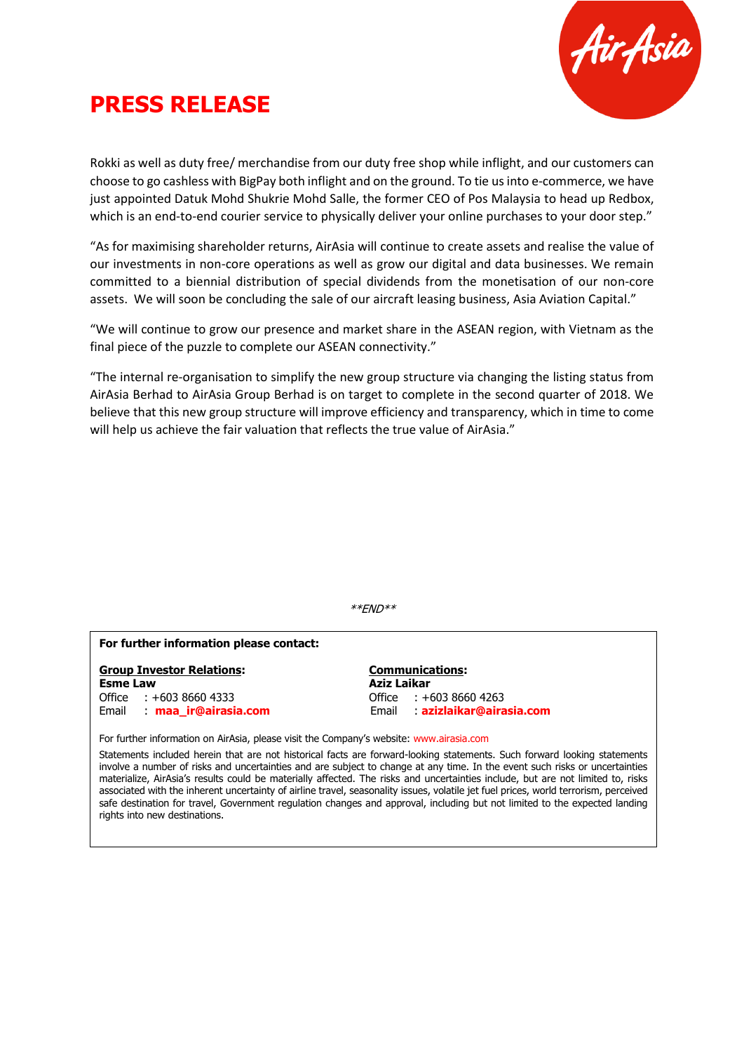# PRESS RELEASE

Rokki as well as duty free/ merchandise from our duty free shop while inflight, and our customers can choose to go cashless with BigPay both inflight and on the ground. To tie us into e-commerce, we have just appointed Datuk Mohd Shukrie Mohd Salle, the former CEO of Pos Malaysia to head up Redbox, which is an end-to-end courier service to physically deliver your online purchases to your door step."

"As for maximising shareholder returns, AirAsia will continue to create assets and realise the value of our investments in non-core operations as well as grow our digital and data businesses. We remain committed to a biennial distribution of special dividends from the monetisation of our non-core assets. We will soon be concluding the sale of our aircraft leasing business, Asia Aviation Capital."

"We will continue to grow our presence and market share in the ASEAN region, with Vietnam as the final piece of the puzzle to complete our ASEAN connectivity."

"The internal re-organisation to simplify the new group structure via changing the listing status from AirAsia Berhad to AirAsia Group Berhad is on target to complete in the second quarter of 2018. We believe that this new group structure will improve efficiency and transparency, which in time to come will help us achieve the fair valuation that reflects the true value of AirAsia."

*\*\*END\*\**

**For further information please contact:**

**Group Investor Relations:**
**Esme Law**
Office : +603 8660 4333
Email : **maa_ir@airasia.com**

**Communications:**
**Aziz Laikar**
Office : +603 8660 4263
Email : **azizlaikar@airasia.com**

For further information on AirAsia, please visit the Company's website: www.airasia.com

Statements included herein that are not historical facts are forward-looking statements. Such forward looking statements involve a number of risks and uncertainties and are subject to change at any time. In the event such risks or uncertainties materialize, AirAsia's results could be materially affected. The risks and uncertainties include, but are not limited to, risks associated with the inherent uncertainty of airline travel, seasonality issues, volatile jet fuel prices, world terrorism, perceived safe destination for travel, Government regulation changes and approval, including but not limited to the expected landing rights into new destinations.